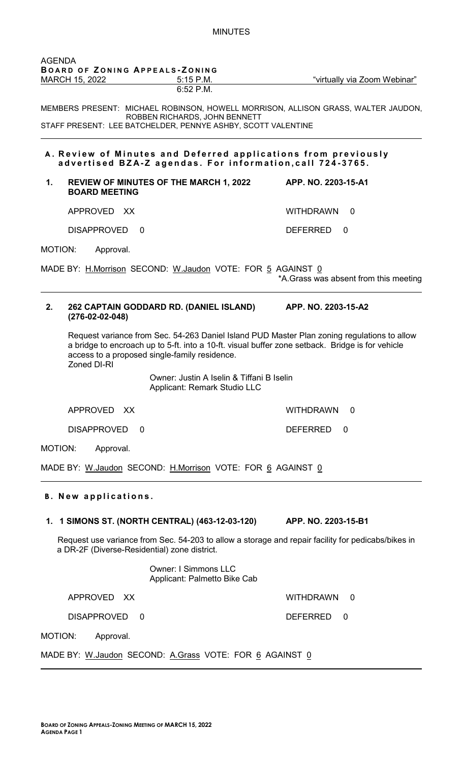MINUTES

AGENDA
**BOARD OF ZONING APPEALS-ZONING**
MARCH 15, 2022 5:15 P.M. "virtually via Zoom Webinar"
6:52 P.M.

MEMBERS PRESENT: MICHAEL ROBINSON, HOWELL MORRISON, ALLISON GRASS, WALTER JAUDON, ROBBEN RICHARDS, JOHN BENNETT
STAFF PRESENT: LEE BATCHELDER, PENNYE ASHBY, SCOTT VALENTINE

---

### A. Review of Minutes and Deferred applications from previously advertised BZA-Z agendas. For information, call 724-3765.

**1. REVIEW OF MINUTES OF THE MARCH 1, 2022 BOARD MEETING** **APP. NO. 2203-15-A1**

APPROVED XX WITHDRAWN 0

DISAPPROVED 0 DEFERRED 0

MOTION: Approval.

MADE BY: H.Morrison SECOND: W.Jaudon VOTE: FOR 5 AGAINST 0
*A.Grass was absent from this meeting

---

**2. 262 CAPTAIN GODDARD RD. (DANIEL ISLAND) (276-02-02-048)** **APP. NO. 2203-15-A2**

Request variance from Sec. 54-263 Daniel Island PUD Master Plan zoning regulations to allow a bridge to encroach up to 5-ft. into a 10-ft. visual buffer zone setback. Bridge is for vehicle access to a proposed single-family residence.
Zoned DI-RI

Owner: Justin A Iselin & Tiffani B Iselin
Applicant: Remark Studio LLC

APPROVED XX WITHDRAWN 0

DISAPPROVED 0 DEFERRED 0

MOTION: Approval.

MADE BY: W.Jaudon SECOND: H.Morrison VOTE: FOR 6 AGAINST 0

---

### B. New applications.

**1. 1 SIMONS ST. (NORTH CENTRAL) (463-12-03-120)** **APP. NO. 2203-15-B1**

Request use variance from Sec. 54-203 to allow a storage and repair facility for pedicabs/bikes in a DR-2F (Diverse-Residential) zone district.

Owner: I Simmons LLC
Applicant: Palmetto Bike Cab

APPROVED XX WITHDRAWN 0

DISAPPROVED 0 DEFERRED 0

MOTION: Approval.

MADE BY: W.Jaudon SECOND: A.Grass VOTE: FOR 6 AGAINST 0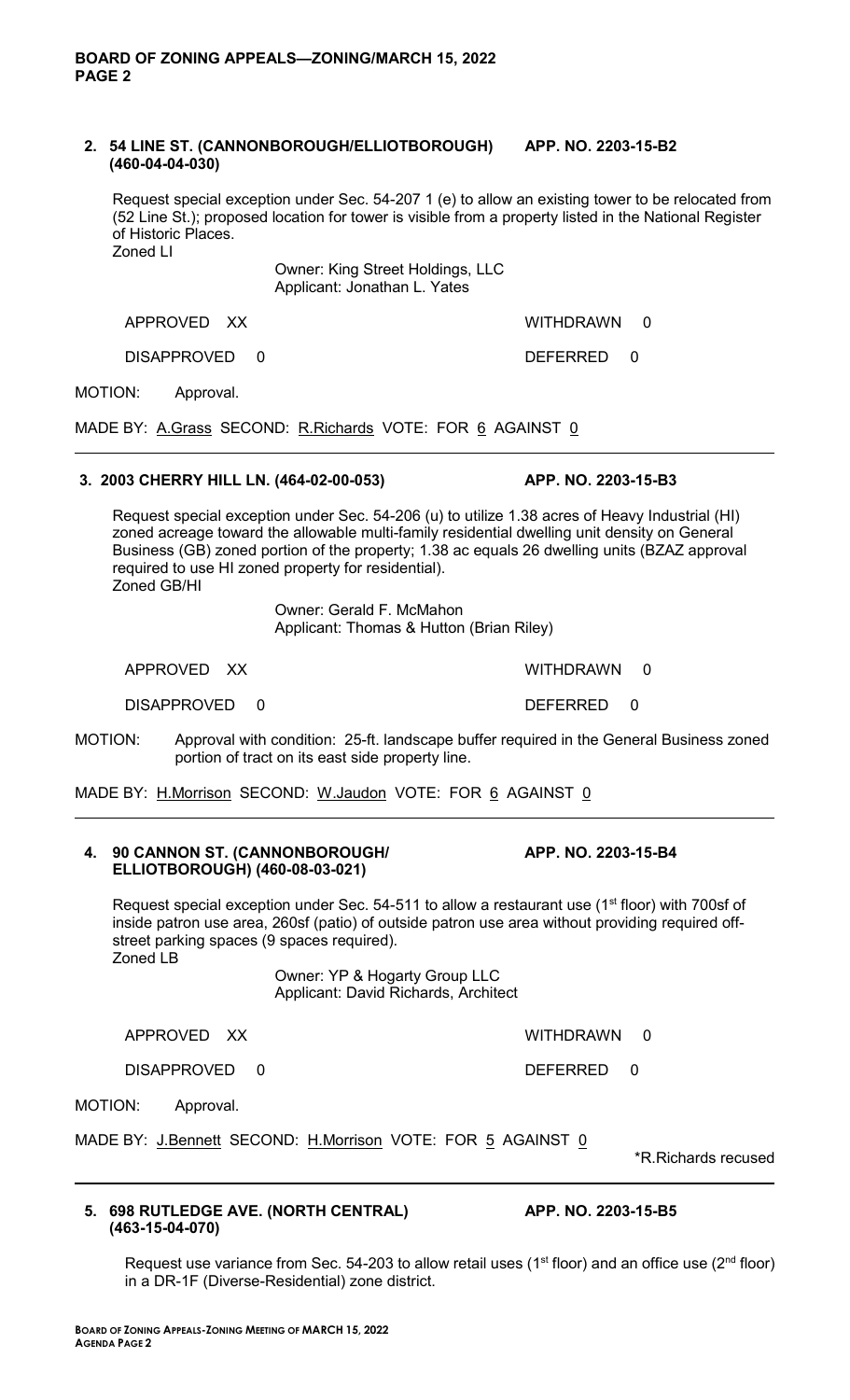**2. 54 LINE ST. (CANNONBOROUGH/ELLIOTBOROUGH) (460-04-04-030)** **APP. NO. 2203-15-B2**

Request special exception under Sec. 54-207 1 (e) to allow an existing tower to be relocated from (52 Line St.); proposed location for tower is visible from a property listed in the National Register of Historic Places.
Zoned LI

Owner: King Street Holdings, LLC
Applicant: Jonathan L. Yates

APPROVED XX WITHDRAWN 0

DISAPPROVED 0 DEFERRED 0

MOTION: Approval.

MADE BY: A.Grass SECOND: R.Richards VOTE: FOR 6 AGAINST 0

---

**3. 2003 CHERRY HILL LN. (464-02-00-053)** **APP. NO. 2203-15-B3**

Request special exception under Sec. 54-206 (u) to utilize 1.38 acres of Heavy Industrial (HI) zoned acreage toward the allowable multi-family residential dwelling unit density on General Business (GB) zoned portion of the property; 1.38 ac equals 26 dwelling units (BZAZ approval required to use HI zoned property for residential).
Zoned GB/HI

Owner: Gerald F. McMahon
Applicant: Thomas & Hutton (Brian Riley)

APPROVED XX WITHDRAWN 0

DISAPPROVED 0 DEFERRED 0

MOTION: Approval with condition: 25-ft. landscape buffer required in the General Business zoned portion of tract on its east side property line.

MADE BY: H.Morrison SECOND: W.Jaudon VOTE: FOR 6 AGAINST 0

---

**4. 90 CANNON ST. (CANNONBOROUGH/ ELLIOTBOROUGH) (460-08-03-021)** **APP. NO. 2203-15-B4**

Request special exception under Sec. 54-511 to allow a restaurant use (1st floor) with 700sf of inside patron use area, 260sf (patio) of outside patron use area without providing required off-street parking spaces (9 spaces required).
Zoned LB

Owner: YP & Hogarty Group LLC
Applicant: David Richards, Architect

APPROVED XX WITHDRAWN 0

DISAPPROVED 0 DEFERRED 0

MOTION: Approval.

MADE BY: J.Bennett SECOND: H.Morrison VOTE: FOR 5 AGAINST 0

*R.Richards recused

---

**5. 698 RUTLEDGE AVE. (NORTH CENTRAL) (463-15-04-070)** **APP. NO. 2203-15-B5**

Request use variance from Sec. 54-203 to allow retail uses (1st floor) and an office use (2nd floor) in a DR-1F (Diverse-Residential) zone district.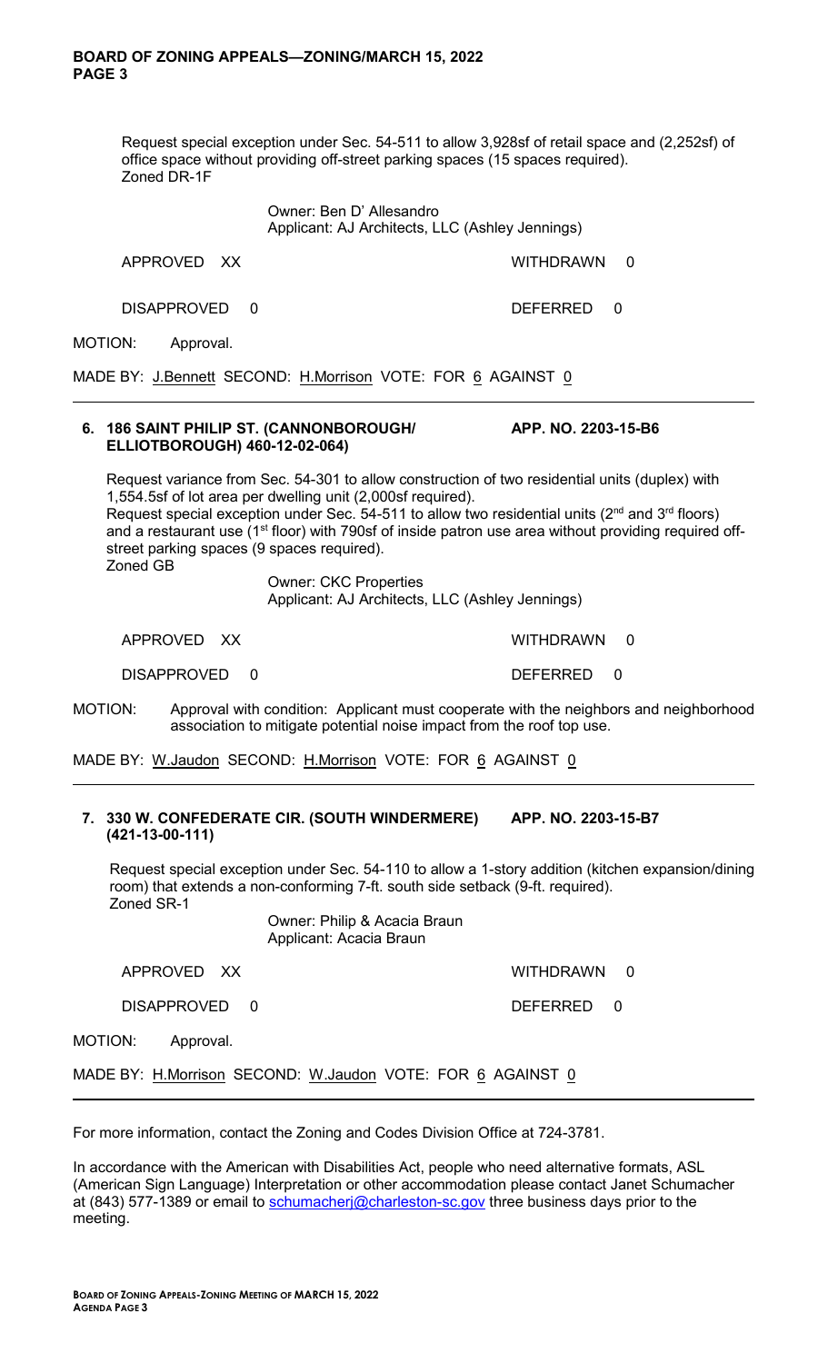Request special exception under Sec. 54-511 to allow 3,928sf of retail space and (2,252sf) of office space without providing off-street parking spaces (15 spaces required).
Zoned DR-1F

Owner: Ben D' Allesandro
Applicant: AJ Architects, LLC (Ashley Jennings)

APPROVED XX WITHDRAWN 0

DISAPPROVED 0 DEFERRED 0

MOTION: Approval.

MADE BY: J.Bennett SECOND: H.Morrison VOTE: FOR 6 AGAINST 0

---

**6. 186 SAINT PHILIP ST. (CANNONBOROUGH/ ELLIOTBOROUGH) 460-12-02-064) APP. NO. 2203-15-B6**

Request variance from Sec. 54-301 to allow construction of two residential units (duplex) with 1,554.5sf of lot area per dwelling unit (2,000sf required).
Request special exception under Sec. 54-511 to allow two residential units (2nd and 3rd floors) and a restaurant use (1st floor) with 790sf of inside patron use area without providing required off-street parking spaces (9 spaces required).
Zoned GB

Owner: CKC Properties
Applicant: AJ Architects, LLC (Ashley Jennings)

APPROVED XX WITHDRAWN 0

DISAPPROVED 0 DEFERRED 0

MOTION: Approval with condition: Applicant must cooperate with the neighbors and neighborhood association to mitigate potential noise impact from the roof top use.

MADE BY: W.Jaudon SECOND: H.Morrison VOTE: FOR 6 AGAINST 0

---

**7. 330 W. CONFEDERATE CIR. (SOUTH WINDERMERE) (421-13-00-111) APP. NO. 2203-15-B7**

Request special exception under Sec. 54-110 to allow a 1-story addition (kitchen expansion/dining room) that extends a non-conforming 7-ft. south side setback (9-ft. required).
Zoned SR-1

Owner: Philip & Acacia Braun
Applicant: Acacia Braun

APPROVED XX WITHDRAWN 0

DISAPPROVED 0 DEFERRED 0

MOTION: Approval.

MADE BY: H.Morrison SECOND: W.Jaudon VOTE: FOR 6 AGAINST 0

---

For more information, contact the Zoning and Codes Division Office at 724-3781.

In accordance with the American with Disabilities Act, people who need alternative formats, ASL (American Sign Language) Interpretation or other accommodation please contact Janet Schumacher at (843) 577-1389 or email to schumacherj@charleston-sc.gov three business days prior to the meeting.